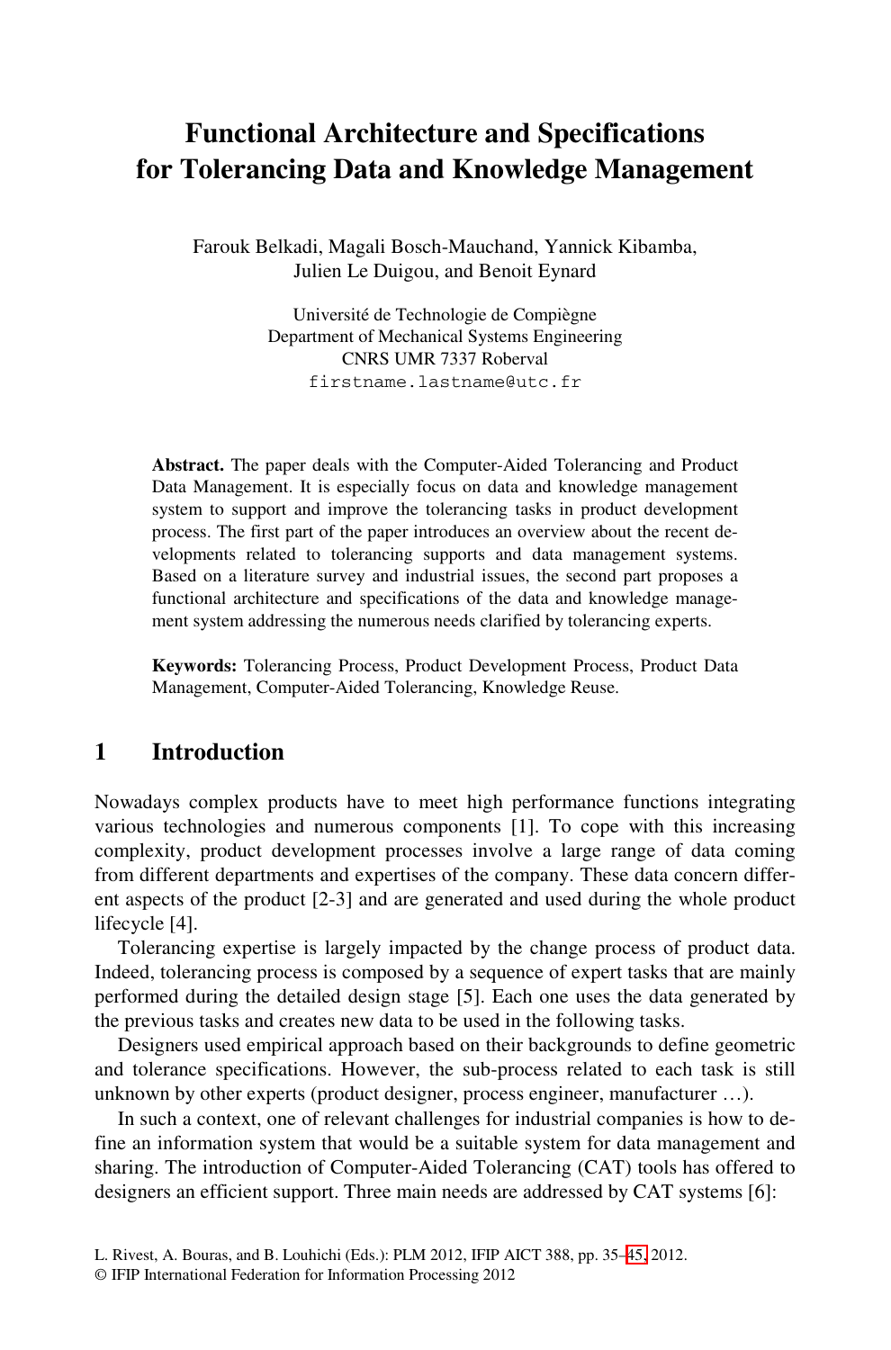# Functional Architecture and Specifications for Tolerancing Data and Knowledge Management

Farouk Belkadi, Magali Bosch-Mauchand, Yannick Kibamba, Julien Le Duigou, and Benoit Eynard

Université de Technologie de Compiègne
Department of Mechanical Systems Engineering
CNRS UMR 7337 Roberval
firstname.lastname@utc.fr

**Abstract.** The paper deals with the Computer-Aided Tolerancing and Product Data Management. It is especially focus on data and knowledge management system to support and improve the tolerancing tasks in product development process. The first part of the paper introduces an overview about the developments related to tolerancing supports and data management systems. Based on a literature survey and industrial issues, the second part proposes a functional architecture and specifications of the data and knowledge management system addressing the numerous needs clarified by tolerancing experts.

**Keywords:** Tolerancing Process, Product Development Process, Product Data Management, Computer-Aided Tolerancing, Knowledge Reuse.

## 1 Introduction

Nowadays complex products have to meet high performance functions integrating various technologies and numerous components [1]. To cope with this increasing complexity, product development processes involve a large range of data coming from different departments and expertises of the company. These data concern different aspects of the product [2-3] and are generated and used during the whole product lifecycle [4].

Tolerancing expertise is largely impacted by the change process of product data. Indeed, tolerancing process is composed by a sequence of expert tasks that are mainly performed during the detailed design stage [5]. Each one uses the data generated by the previous tasks and creates new data to be used in the following tasks.

Designers used empirical approach based on their backgrounds to define geometric and tolerance specifications. However, the sub-process related to each task is still unknown by other experts (product designer, process engineer, manufacturer …).

In such a context, one of relevant challenges for industrial companies is how to define an information system that would be a suitable system for data management and sharing. The introduction of Computer-Aided Tolerancing (CAT) tools has offered to designers an efficient support. Three main needs are addressed by CAT systems [6]:

L. Rivest, A. Bouras, and B. Louhichi (Eds.): PLM 2012, IFIP AICT 388, pp. 35–45, 2012.
© IFIP International Federation for Information Processing 2012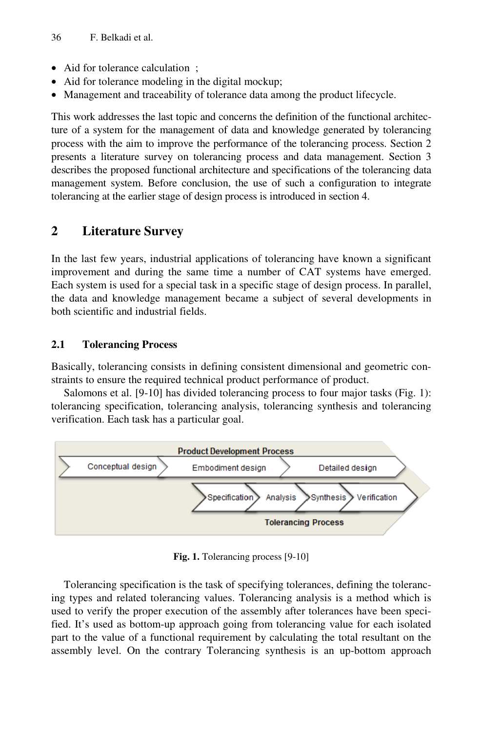- Aid for tolerance calculation ;
- Aid for tolerance modeling in the digital mockup;
- Management and traceability of tolerance data among the product lifecycle.

This work addresses the last topic and concerns the definition of the functional architecture of a system for the management of data and knowledge generated by tolerancing process with the aim to improve the performance of the tolerancing process. Section 2 presents a literature survey on tolerancing process and data management. Section 3 describes the proposed functional architecture and specifications of the tolerancing data management system. Before conclusion, the use of such a configuration to integrate tolerancing at the earlier stage of design process is introduced in section 4.

## 2 Literature Survey

In the last few years, industrial applications of tolerancing have known a significant improvement and during the same time a number of CAT systems have emerged. Each system is used for a special task in a specific stage of design process. In parallel, the data and knowledge management became a subject of several developments in both scientific and industrial fields.

### 2.1 Tolerancing Process

Basically, tolerancing consists in defining consistent dimensional and geometric constraints to ensure the required technical product performance of product.

Salomons et al. [9-10] has divided tolerancing process to four major tasks (Fig. 1): tolerancing specification, tolerancing analysis, tolerancing synthesis and tolerancing verification. Each task has a particular goal.

Product Development Process

Conceptual design

Embodiment design

Detailed design

Specification

Analysis

Synthesis

Verification

Tolerancing Process

**Fig. 1.** Tolerancing process [9-10]

Tolerancing specification is the task of specifying tolerances, defining the tolerancing types and related tolerancing values. Tolerancing analysis is a method which is used to verify the proper execution of the assembly after tolerances have been specified. It's used as bottom-up approach going from tolerancing value for each isolated part to the value of a functional requirement by calculating the total resultant on the assembly level. On the contrary Tolerancing synthesis is an up-bottom approach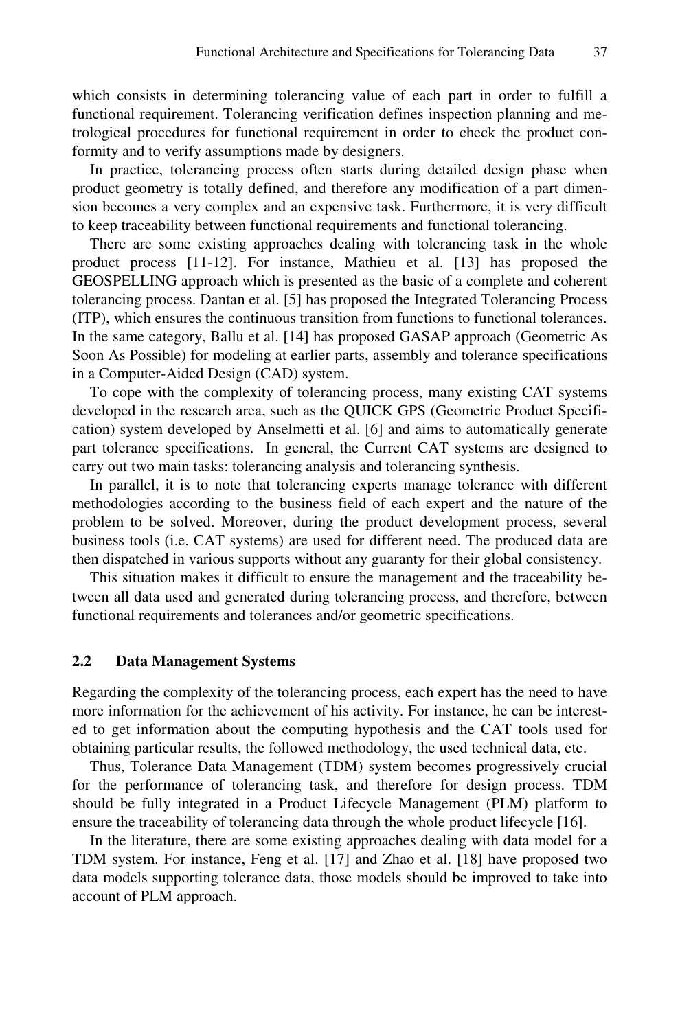which consists in determining tolerancing value of each part in order to fulfill a functional requirement. Tolerancing verification defines inspection planning and metrological procedures for functional requirement in order to check the product conformity and to verify assumptions made by designers.

In practice, tolerancing process often starts during detailed design phase when product geometry is totally defined, and therefore any modification of a part dimension becomes a very complex and an expensive task. Furthermore, it is very difficult to keep traceability between functional requirements and functional tolerancing.

There are some existing approaches dealing with tolerancing task in the whole product process [11-12]. For instance, Mathieu et al. [13] has proposed the GEOSPELLING approach which is presented as the basic of a complete and coherent tolerancing process. Dantan et al. [5] has proposed the Integrated Tolerancing Process (ITP), which ensures the continuous transition from functions to functional tolerances. In the same category, Ballu et al. [14] has proposed GASAP approach (Geometric As Soon As Possible) for modeling at earlier parts, assembly and tolerance specifications in a Computer-Aided Design (CAD) system.

To cope with the complexity of tolerancing process, many existing CAT systems developed in the research area, such as the QUICK GPS (Geometric Product Specification) system developed by Anselmetti et al. [6] and aims to automatically generate part tolerance specifications. In general, the Current CAT systems are designed to carry out two main tasks: tolerancing analysis and tolerancing synthesis.

In parallel, it is to note that tolerancing experts manage tolerance with different methodologies according to the business field of each expert and the nature of the problem to be solved. Moreover, during the product development process, several business tools (i.e. CAT systems) are used for different need. The produced data are then dispatched in various supports without any guaranty for their global consistency.

This situation makes it difficult to ensure the management and the traceability between all data used and generated during tolerancing process, and therefore, between functional requirements and tolerances and/or geometric specifications.

### 2.2 Data Management Systems

Regarding the complexity of the tolerancing process, each expert has the need to have more information for the achievement of his activity. For instance, he can be interested to get information about the computing hypothesis and the CAT tools used for obtaining particular results, the followed methodology, the used technical data, etc.

Thus, Tolerance Data Management (TDM) system becomes progressively crucial for the performance of tolerancing task, and therefore for design process. TDM should be fully integrated in a Product Lifecycle Management (PLM) platform to ensure the traceability of tolerancing data through the whole product lifecycle [16].

In the literature, there are some existing approaches dealing with data model for a TDM system. For instance, Feng et al. [17] and Zhao et al. [18] have proposed two data models supporting tolerance data, those models should be improved to take into account of PLM approach.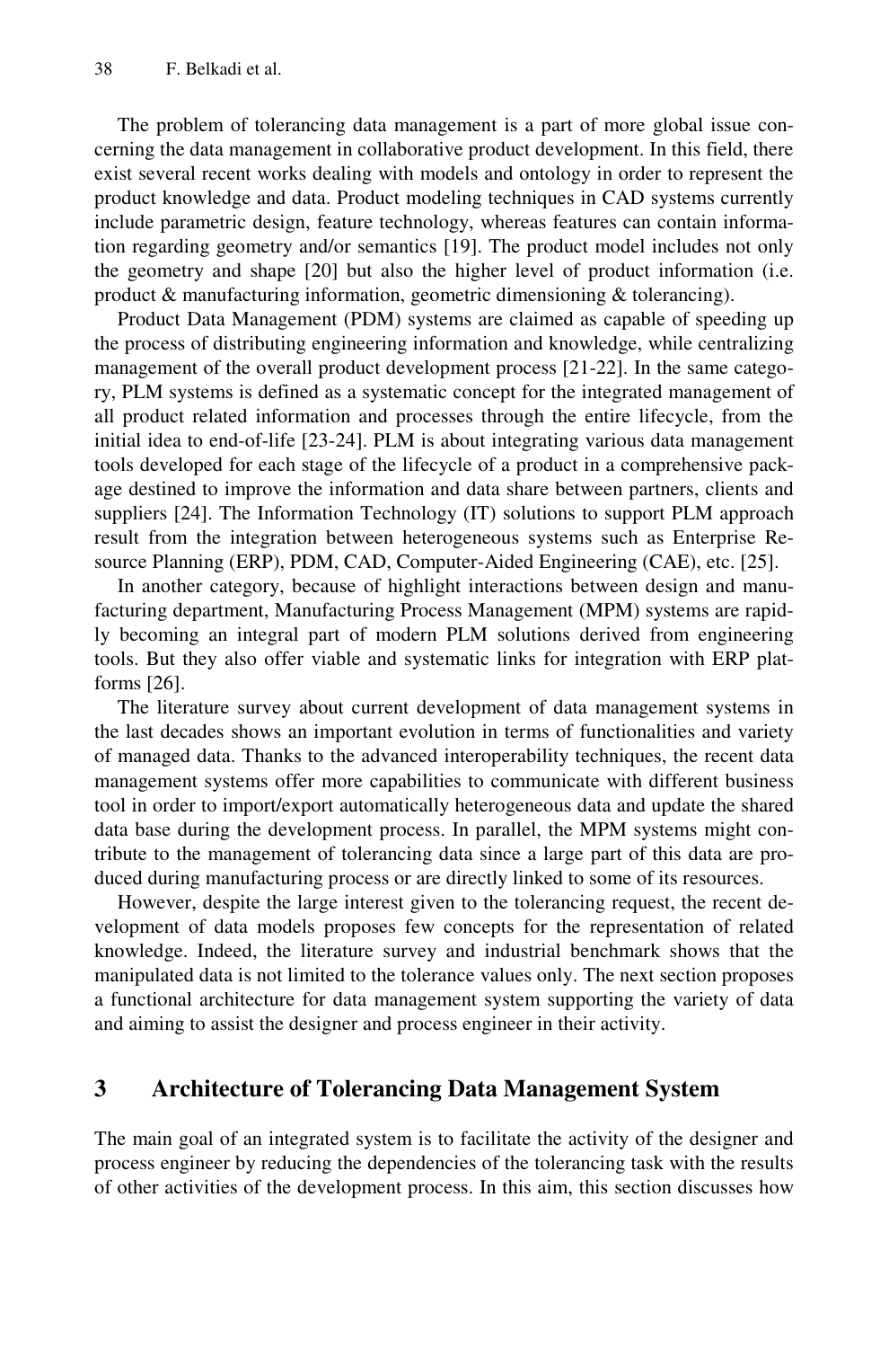The problem of tolerancing data management is a part of more global issue concerning the data management in collaborative product development. In this field, there exist several recent works dealing with models and ontology in order to represent the product knowledge and data. Product modeling techniques in CAD systems currently include parametric design, feature technology, whereas features can contain information regarding geometry and/or semantics [19]. The product model includes not only the geometry and shape [20] but also the higher level of product information (i.e. product & manufacturing information, geometric dimensioning & tolerancing).

Product Data Management (PDM) systems are claimed as capable of speeding up the process of distributing engineering information and knowledge, while centralizing management of the overall product development process [21-22]. In the same category, PLM systems is defined as a systematic concept for the integrated management of all product related information and processes through the entire lifecycle, from the initial idea to end-of-life [23-24]. PLM is about integrating various data management tools developed for each stage of the lifecycle of a product in a comprehensive package destined to improve the information and data share between partners, clients and suppliers [24]. The Information Technology (IT) solutions to support PLM approach result from the integration between heterogeneous systems such as Enterprise Resource Planning (ERP), PDM, CAD, Computer-Aided Engineering (CAE), etc. [25].

In another category, because of highlight interactions between design and manufacturing department, Manufacturing Process Management (MPM) systems are rapidly becoming an integral part of modern PLM solutions derived from engineering tools. But they also offer viable and systematic links for integration with ERP platforms [26].

The literature survey about current development of data management systems in the last decades shows an important evolution in terms of functionalities and variety of managed data. Thanks to the advanced interoperability techniques, the recent data management systems offer more capabilities to communicate with different business tool in order to import/export automatically heterogeneous data and update the shared data base during the development process. In parallel, the MPM systems might contribute to the management of tolerancing data since a large part of this data are produced during manufacturing process or are directly linked to some of its resources.

However, despite the large interest given to the tolerancing request, the recent development of data models proposes few concepts for the representation of related knowledge. Indeed, the literature survey and industrial benchmark shows that the manipulated data is not limited to the tolerance values only. The next section proposes a functional architecture for data management system supporting the variety of data and aiming to assist the designer and process engineer in their activity.

## 3 Architecture of Tolerancing Data Management System

The main goal of an integrated system is to facilitate the activity of the designer and process engineer by reducing the dependencies of the tolerancing task with the results of other activities of the development process. In this aim, this section discusses how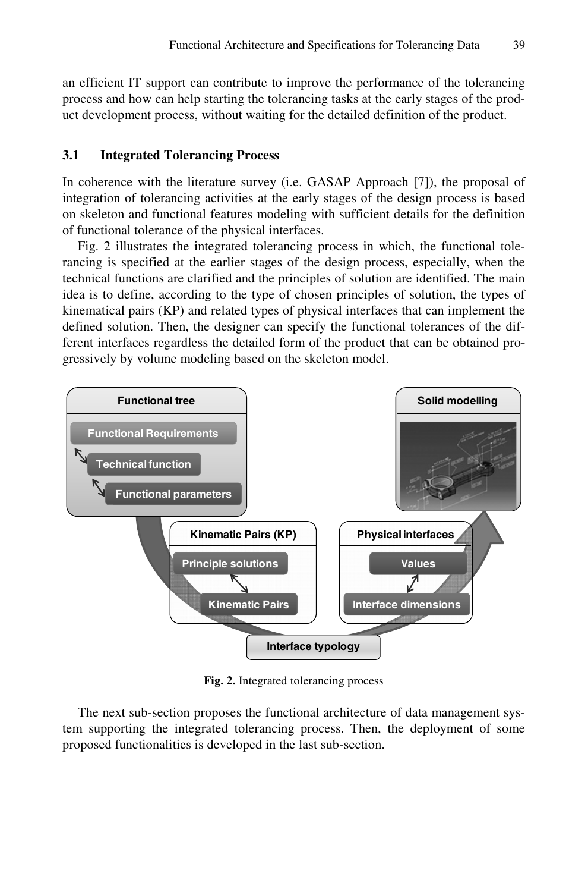an efficient IT support can contribute to improve the performance of the tolerancing process and how can help starting the tolerancing tasks at the early stages of the product development process, without waiting for the detailed definition of the product.

### 3.1 Integrated Tolerancing Process

In coherence with the literature survey (i.e. GASAP Approach [7]), the proposal of integration of tolerancing activities at the early stages of the design process is based on skeleton and functional features modeling with sufficient details for the definition of functional tolerance of the physical interfaces.

Fig. 2 illustrates the integrated tolerancing process in which, the functional tolerancing is specified at the earlier stages of the design process, especially, when the technical functions are clarified and the principles of solution are identified. The main idea is to define, according to the type of chosen principles of solution, the types of kinematical pairs (KP) and related types of physical interfaces that can implement the defined solution. Then, the designer can specify the functional tolerances of the different interfaces regardless the detailed form of the product that can be obtained progressively by volume modeling based on the skeleton model.

Functional tree
Functional Requirements
Technical function
Functional parameters
Kinematic Pairs (KP)
Principle solutions
Kinematic Pairs
Interface typology
Physical interfaces
Values
Interface dimensions
Solid modelling

**Fig. 2.** Integrated tolerancing process

The next sub-section proposes the functional architecture of data management system supporting the integrated tolerancing process. Then, the deployment of some proposed functionalities is developed in the last sub-section.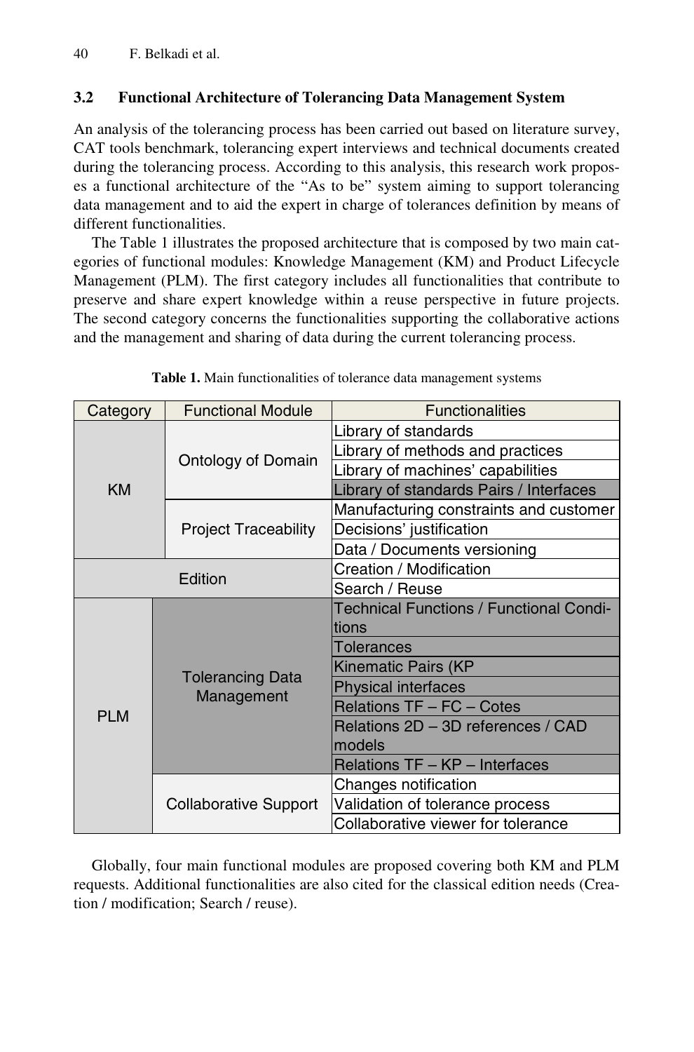### 3.2 Functional Architecture of Tolerancing Data Management System

An analysis of the tolerancing process has been carried out based on literature survey, CAT tools benchmark, tolerancing expert interviews and technical documents created during the tolerancing process. According to this analysis, this research work proposes a functional architecture of the "As to be" system aiming to support tolerancing data management and to aid the expert in charge of tolerances definition by means of different functionalities.

The Table 1 illustrates the proposed architecture that is composed by two main categories of functional modules: Knowledge Management (KM) and Product Lifecycle Management (PLM). The first category includes all functionalities that contribute to preserve and share expert knowledge within a reuse perspective in future projects. The second category concerns the functionalities supporting the collaborative actions and the management and sharing of data during the current tolerancing process.

**Table 1.** Main functionalities of tolerance data management systems

| Category | Functional Module | Functionalities |
|---|---|---|
| KM | Ontology of Domain | Library of standards |
| | | Library of methods and practices |
| | | Library of machines' capabilities |
| | | Library of standards Pairs / Interfaces |
| | Project Traceability | Manufacturing constraints and customer |
| | | Decisions' justification |
| | | Data / Documents versioning |
| Edition | | Creation / Modification |
| | | Search / Reuse |
| PLM | Tolerancing Data Management | Technical Functions / Functional Conditions |
| | | Tolerances |
| | | Kinematic Pairs (KP |
| | | Physical interfaces |
| | | Relations TF – FC – Cotes |
| | | Relations 2D – 3D references / CAD models |
| | | Relations TF – KP – Interfaces |
| | Collaborative Support | Changes notification |
| | | Validation of tolerance process |
| | | Collaborative viewer for tolerance |

Globally, four main functional modules are proposed covering both KM and PLM requests. Additional functionalities are also cited for the classical edition needs (Creation / modification; Search / reuse).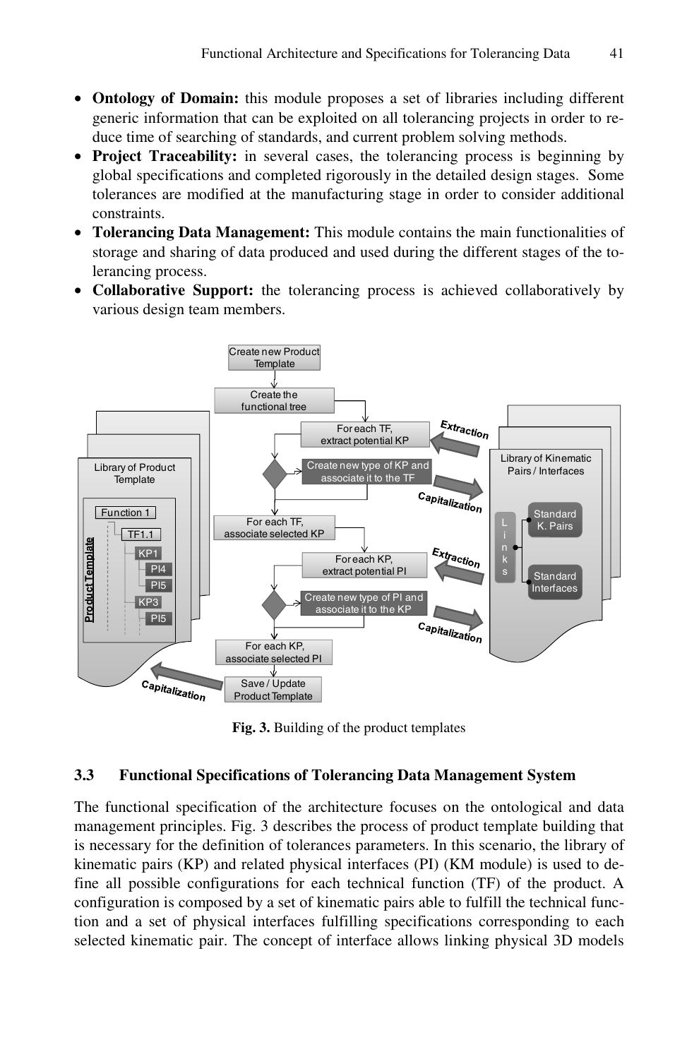- **Ontology of Domain:** this module proposes a set of libraries including different generic information that can be exploited on all tolerancing projects in order to reduce time of searching of standards, and current problem solving methods.
- **Project Traceability:** in several cases, the tolerancing process is beginning by global specifications and completed rigorously in the detailed design stages. Some tolerances are modified at the manufacturing stage in order to consider additional constraints.
- **Tolerancing Data Management:** This module contains the main functionalities of storage and sharing of data produced and used during the different stages of the tolerancing process.
- **Collaborative Support:** the tolerancing process is achieved collaboratively by various design team members.

Create new Product Template
Create the functional tree
For each TF, extract potential KP
Create new type of KP and associate it to the TF
For each TF, associate selected KP
For each KP, extract potential PI
Create new type of PI and associate it to the KP
For each KP, associate selected PI
Save / Update Product Template
Extraction
Capitalization
Extraction
Capitalization
Capitalization
Library of Product Template
Function 1
TF1.1
KP1
PI4
PI5
KP3
PI5
Product Template
Library of Kinematic Pairs / Interfaces
Links
Standard K. Pairs
Standard Interfaces

**Fig. 3.** Building of the product templates

### 3.3 Functional Specifications of Tolerancing Data Management System

The functional specification of the architecture focuses on the ontological and data management principles. Fig. 3 describes the process of product template building that is necessary for the definition of tolerances parameters. In this scenario, the library of kinematic pairs (KP) and related physical interfaces (PI) (KM module) is used to define all possible configurations for each technical function (TF) of the product. A configuration is composed by a set of kinematic pairs able to fulfill the technical function and a set of physical interfaces fulfilling specifications corresponding to each selected kinematic pair. The concept of interface allows linking physical 3D models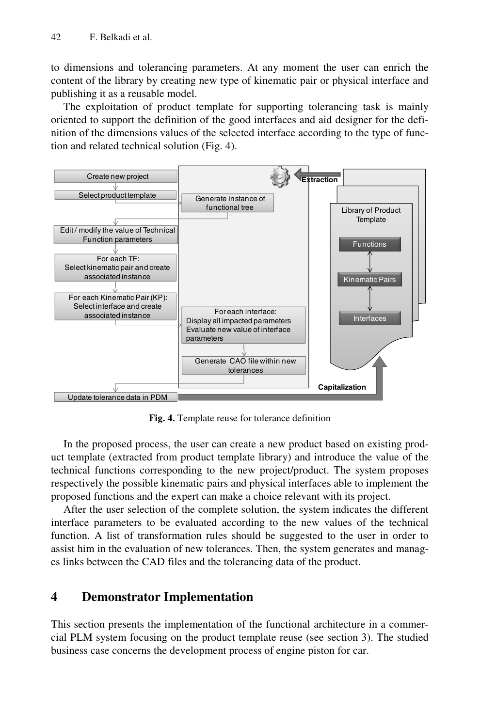to dimensions and tolerancing parameters. At any moment the user can enrich the content of the library by creating new type of kinematic pair or physical interface and publishing it as a reusable model.

The exploitation of product template for supporting tolerancing task is mainly oriented to support the definition of the good interfaces and aid designer for the definition of the dimensions values of the selected interface according to the type of function and related technical solution (Fig. 4).

**Fig. 4.** Template reuse for tolerance definition

In the proposed process, the user can create a new product based on existing product template (extracted from product template library) and introduce the value of the technical functions corresponding to the new project/product. The system proposes respectively the possible kinematic pairs and physical interfaces able to implement the proposed functions and the expert can make a choice relevant with its project.

After the user selection of the complete solution, the system indicates the different interface parameters to be evaluated according to the new values of the technical function. A list of transformation rules should be suggested to the user in order to assist him in the evaluation of new tolerances. Then, the system generates and manages links between the CAD files and the tolerancing data of the product.

## 4 Demonstrator Implementation

This section presents the implementation of the functional architecture in a commercial PLM system focusing on the product template reuse (see section 3). The studied business case concerns the development process of engine piston for car.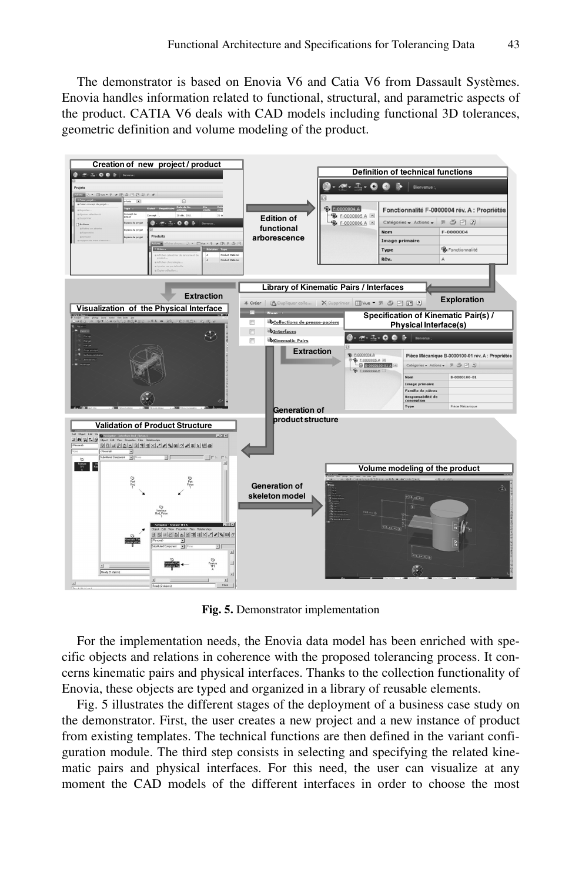The demonstrator is based on Enovia V6 and Catia V6 from Dassault Systèmes. Enovia handles information related to functional, structural, and parametric aspects of the product. CATIA V6 deals with CAD models including functional 3D tolerances, geometric definition and volume modeling of the product.

Creation of new project / product

Edition of functional arborescence

Definition of technical functions

Extraction

Library of Kinematic Pairs / Interfaces

Exploration

Visualization of the Physical Interface

Specification of Kinematic Pair(s) / Physical Interface(s)

Extraction

Generation of product structure

Validation of Product Structure

Generation of skeleton model

Volume modeling of the product

**Fig. 5.** Demonstrator implementation

For the implementation needs, the Enovia data model has been enriched with specific objects and relations in coherence with the proposed tolerancing process. It concerns kinematic pairs and physical interfaces. Thanks to the collection functionality of Enovia, these objects are typed and organized in a library of reusable elements.

Fig. 5 illustrates the different stages of the deployment of a business case study on the demonstrator. First, the user creates a new project and a new instance of product from existing templates. The technical functions are then defined in the variant configuration module. The third step consists in selecting and specifying the related kinematic pairs and physical interfaces. For this need, the user can visualize at any moment the CAD models of the different interfaces in order to choose the most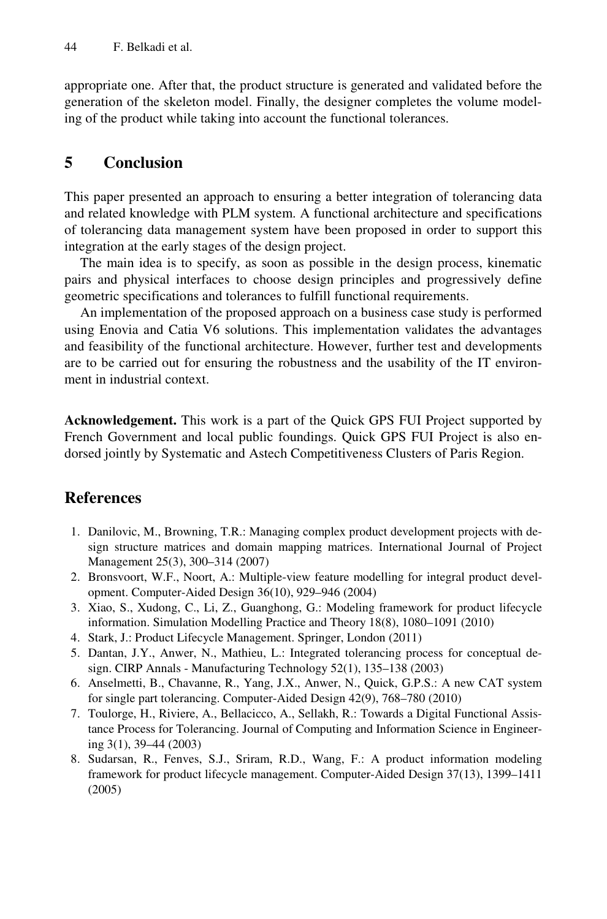appropriate one. After that, the product structure is generated and validated before the generation of the skeleton model. Finally, the designer completes the volume modeling of the product while taking into account the functional tolerances.

## 5 Conclusion

This paper presented an approach to ensuring a better integration of tolerancing data and related knowledge with PLM system. A functional architecture and specifications of tolerancing data management system have been proposed in order to support this integration at the early stages of the design project.

The main idea is to specify, as soon as possible in the design process, kinematic pairs and physical interfaces to choose design principles and progressively define geometric specifications and tolerances to fulfill functional requirements.

An implementation of the proposed approach on a business case study is performed using Enovia and Catia V6 solutions. This implementation validates the advantages and feasibility of the functional architecture. However, further test and developments are to be carried out for ensuring the robustness and the usability of the IT environment in industrial context.

**Acknowledgement.** This work is a part of the Quick GPS FUI Project supported by French Government and local public foundings. Quick GPS FUI Project is also endorsed jointly by Systematic and Astech Competitiveness Clusters of Paris Region.

## References

1. Danilovic, M., Browning, T.R.: Managing complex product development projects with design structure matrices and domain mapping matrices. International Journal of Project Management 25(3), 300–314 (2007)
2. Bronsvoort, W.F., Noort, A.: Multiple-view feature modelling for integral product development. Computer-Aided Design 36(10), 929–946 (2004)
3. Xiao, S., Xudong, C., Li, Z., Guanghong, G.: Modeling framework for product lifecycle information. Simulation Modelling Practice and Theory 18(8), 1080–1091 (2010)
4. Stark, J.: Product Lifecycle Management. Springer, London (2011)
5. Dantan, J.Y., Anwer, N., Mathieu, L.: Integrated tolerancing process for conceptual design. CIRP Annals - Manufacturing Technology 52(1), 135–138 (2003)
6. Anselmetti, B., Chavanne, R., Yang, J.X., Anwer, N., Quick, G.P.S.: A new CAT system for single part tolerancing. Computer-Aided Design 42(9), 768–780 (2010)
7. Toulorge, H., Riviere, A., Bellacicco, A., Sellakh, R.: Towards a Digital Functional Assistance Process for Tolerancing. Journal of Computing and Information Science in Engineering 3(1), 39–44 (2003)
8. Sudarsan, R., Fenves, S.J., Sriram, R.D., Wang, F.: A product information modeling framework for product lifecycle management. Computer-Aided Design 37(13), 1399–1411 (2005)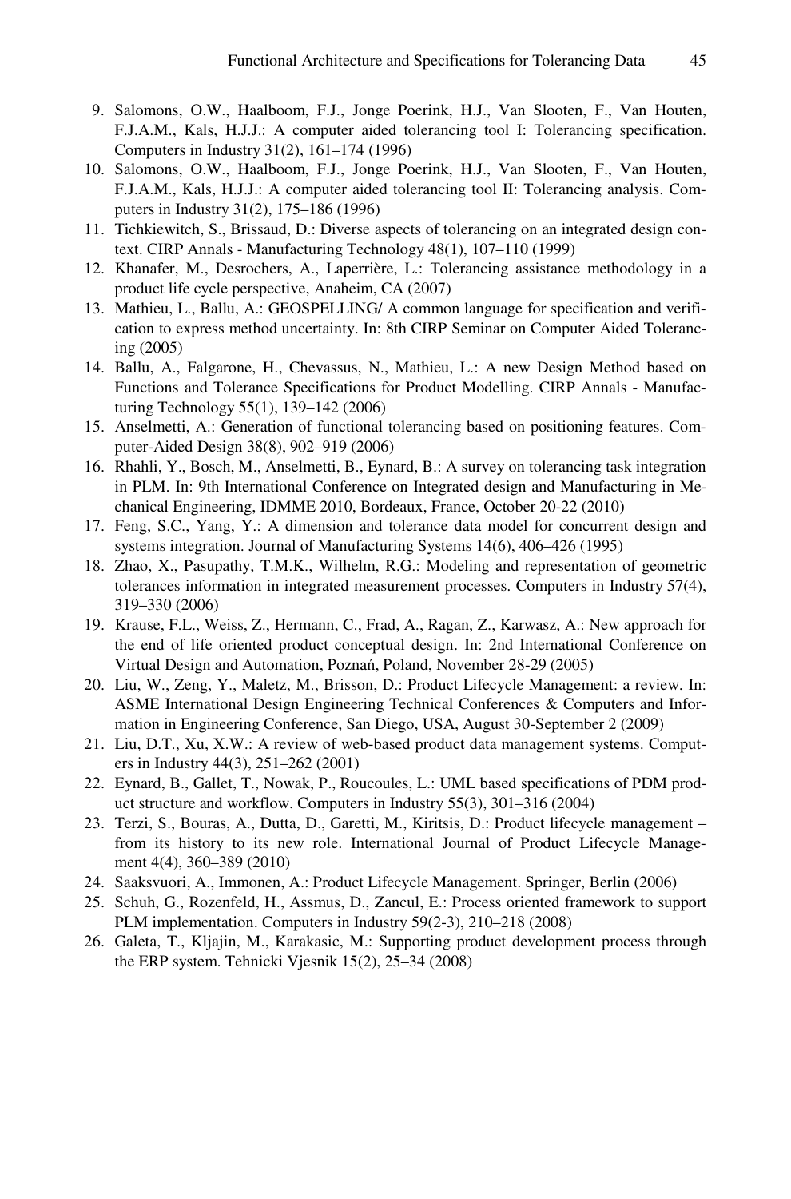9. Salomons, O.W., Haalboom, F.J., Jonge Poerink, H.J., Van Slooten, F., Van Houten, F.J.A.M., Kals, H.J.J.: A computer aided tolerancing tool I: Tolerancing specification. Computers in Industry 31(2), 161–174 (1996)
10. Salomons, O.W., Haalboom, F.J., Jonge Poerink, H.J., Van Slooten, F., Van Houten, F.J.A.M., Kals, H.J.J.: A computer aided tolerancing tool II: Tolerancing analysis. Computers in Industry 31(2), 175–186 (1996)
11. Tichkiewitch, S., Brissaud, D.: Diverse aspects of tolerancing on an integrated design context. CIRP Annals - Manufacturing Technology 48(1), 107–110 (1999)
12. Khanafer, M., Desrochers, A., Laperrière, L.: Tolerancing assistance methodology in a product life cycle perspective, Anaheim, CA (2007)
13. Mathieu, L., Ballu, A.: GEOSPELLING/ A common language for specification and verification to express method uncertainty. In: 8th CIRP Seminar on Computer Aided Tolerancing (2005)
14. Ballu, A., Falgarone, H., Chevassus, N., Mathieu, L.: A new Design Method based on Functions and Tolerance Specifications for Product Modelling. CIRP Annals - Manufacturing Technology 55(1), 139–142 (2006)
15. Anselmetti, A.: Generation of functional tolerancing based on positioning features. Computer-Aided Design 38(8), 902–919 (2006)
16. Rhahli, Y., Bosch, M., Anselmetti, B., Eynard, B.: A survey on tolerancing task integration in PLM. In: 9th International Conference on Integrated design and Manufacturing in Mechanical Engineering, IDMME 2010, Bordeaux, France, October 20-22 (2010)
17. Feng, S.C., Yang, Y.: A dimension and tolerance data model for concurrent design and systems integration. Journal of Manufacturing Systems 14(6), 406–426 (1995)
18. Zhao, X., Pasupathy, T.M.K., Wilhelm, R.G.: Modeling and representation of geometric tolerances information in integrated measurement processes. Computers in Industry 57(4), 319–330 (2006)
19. Krause, F.L., Weiss, Z., Hermann, C., Frad, A., Ragan, Z., Karwasz, A.: New approach for the end of life oriented product conceptual design. In: 2nd International Conference on Virtual Design and Automation, Poznań, Poland, November 28-29 (2005)
20. Liu, W., Zeng, Y., Maletz, M., Brisson, D.: Product Lifecycle Management: a review. In: ASME International Design Engineering Technical Conferences & Computers and Information in Engineering Conference, San Diego, USA, August 30-September 2 (2009)
21. Liu, D.T., Xu, X.W.: A review of web-based product data management systems. Computers in Industry 44(3), 251–262 (2001)
22. Eynard, B., Gallet, T., Nowak, P., Roucoules, L.: UML based specifications of PDM product structure and workflow. Computers in Industry 55(3), 301–316 (2004)
23. Terzi, S., Bouras, A., Dutta, D., Garetti, M., Kiritsis, D.: Product lifecycle management – from its history to its new role. International Journal of Product Lifecycle Management 4(4), 360–389 (2010)
24. Saaksvuori, A., Immonen, A.: Product Lifecycle Management. Springer, Berlin (2006)
25. Schuh, G., Rozenfeld, H., Assmus, D., Zancul, E.: Process oriented framework to support PLM implementation. Computers in Industry 59(2-3), 210–218 (2008)
26. Galeta, T., Kljajin, M., Karakasic, M.: Supporting product development process through the ERP system. Tehnicki Vjesnik 15(2), 25–34 (2008)